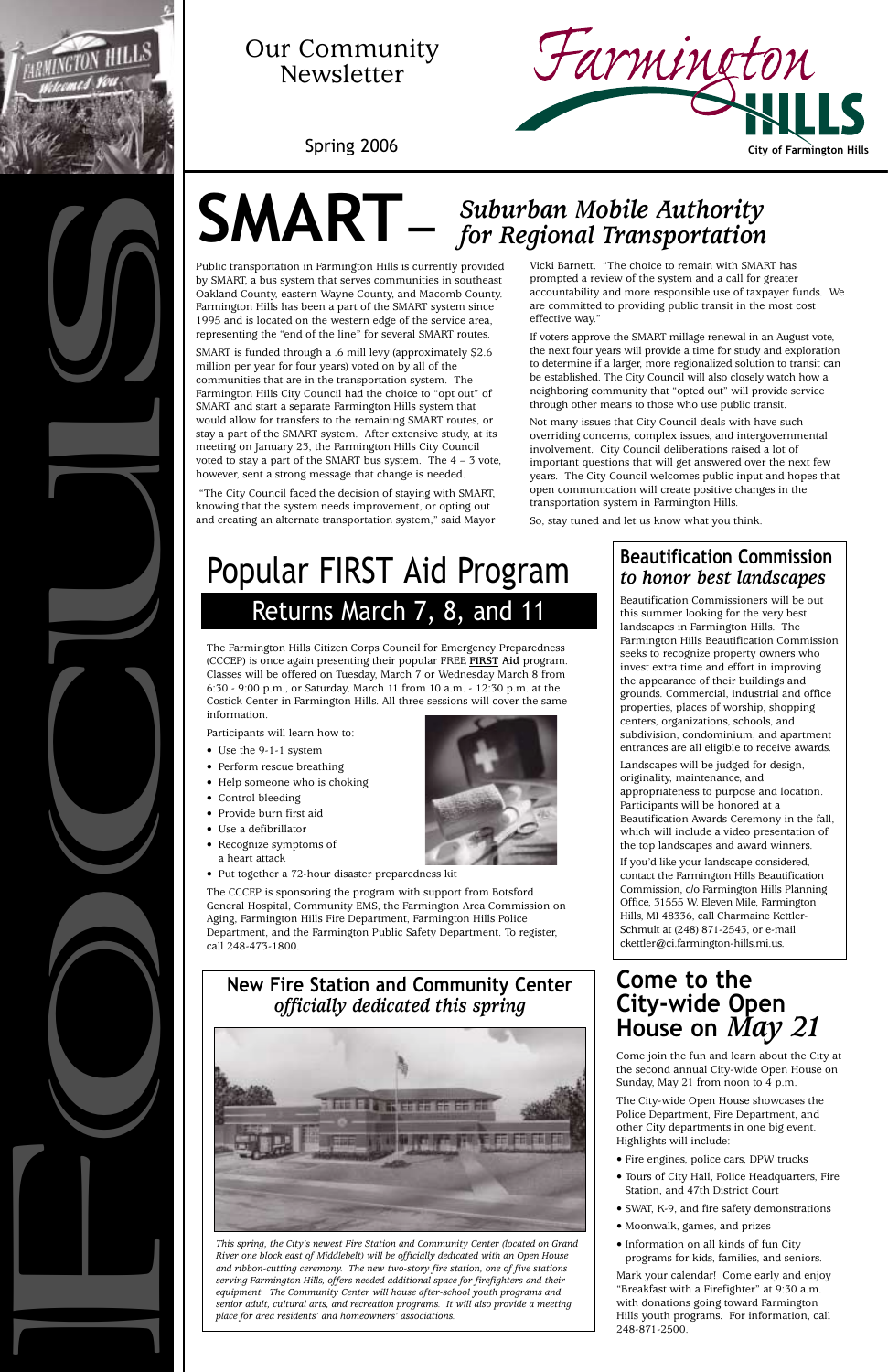Our Community Newsletter

Spring 2006

Farmington HILLS

City of Farmington Hills

FOCUS

# SMART – *Suburban Mobile Authority for Regional Transportation*

Public transportation in Farmington Hills is currently provided by SMART, a bus system that serves communities in southeast Oakland County, eastern Wayne County, and Macomb County. Farmington Hills has been a part of the SMART system since 1995 and is located on the western edge of the service area, representing the "end of the line" for several SMART routes.

SMART is funded through a .6 mill levy (approximately $2.6 million per year for four years) voted on by all of the communities that are in the transportation system. The Farmington Hills City Council had the choice to "opt out" of SMART and start a separate Farmington Hills system that would allow for transfers to the remaining SMART routes, or stay a part of the SMART system. After extensive study, at its meeting on January 23, the Farmington Hills City Council voted to stay a part of the SMART bus system. The 4 – 3 vote, however, sent a strong message that change is needed.

"The City Council faced the decision of staying with SMART, knowing that the system needs improvement, or opting out and creating an alternate transportation system," said Mayor Vicki Barnett. "The choice to remain with SMART has prompted a review of the system and a call for greater accountability and more responsible use of taxpayer funds. We are committed to providing public transit in the most cost effective way."

If voters approve the SMART millage renewal in an August vote, the next four years will provide a time for study and exploration to determine if a larger, more regionalized solution to transit can be established. The City Council will also closely watch how a neighboring community that "opted out" will provide service through other means to those who use public transit.

Not many issues that City Council deals with have such overriding concerns, complex issues, and intergovernmental involvement. City Council deliberations raised a lot of important questions that will get answered over the next few years. The City Council welcomes public input and hopes that open communication will create positive changes in the transportation system in Farmington Hills.

So, stay tuned and let us know what you think.

## Popular FIRST Aid Program Returns March 7, 8, and 11

The Farmington Hills Citizen Corps Council for Emergency Preparedness (CCCEP) is once again presenting their popular FREE **FIRST Aid** program. Classes will be offered on Tuesday, March 7 or Wednesday March 8 from 6:30 - 9:00 p.m., or Saturday, March 11 from 10 a.m. - 12:30 p.m. at the Costick Center in Farmington Hills. All three sessions will cover the same information.

Participants will learn how to:

- Use the 9-1-1 system
- Perform rescue breathing
- Help someone who is choking
- Control bleeding
- Provide burn first aid
- Use a defibrillator
- Recognize symptoms of a heart attack
- Put together a 72-hour disaster preparedness kit

The CCCEP is sponsoring the program with support from Botsford General Hospital, Community EMS, the Farmington Area Commission on Aging, Farmington Hills Fire Department, Farmington Hills Police Department, and the Farmington Public Safety Department. To register, call 248-473-1800.

## Beautification Commission *to honor best landscapes*

Beautification Commissioners will be out this summer looking for the very best landscapes in Farmington Hills. The Farmington Hills Beautification Commission seeks to recognize property owners who invest extra time and effort in improving the appearance of their buildings and grounds. Commercial, industrial and office properties, places of worship, shopping centers, organizations, schools, and subdivision, condominium, and apartment entrances are all eligible to receive awards.

Landscapes will be judged for design, originality, maintenance, and appropriateness to purpose and location. Participants will be honored at a Beautification Awards Ceremony in the fall, which will include a video presentation of the top landscapes and award winners.

If you'd like your landscape considered, contact the Farmington Hills Beautification Commission, c/o Farmington Hills Planning Office, 31555 W. Eleven Mile, Farmington Hills, MI 48336. Call Charmaine Kettler-Schmult at (248) 871-2543, or e-mail ckettler@ci.farmington-hills.mi.us.

## New Fire Station and Community Center *officially dedicated this spring*

*This spring, the City's newest Fire Station and Community Center (located on Grand River one block east of Middlebelt) will be officially dedicated with an Open House and ribbon-cutting ceremony. The new two-story fire station, one of five stations serving Farmington Hills, offers needed additional space for firefighters and their equipment. The Community Center will house after-school youth programs and senior adult, cultural arts, and recreation programs. It will also provide a meeting place for area residents' and homeowners' associations.*

## Come to the City-wide Open House on *May 21*

Come join the fun and learn about the City at the second annual City-wide Open House on Sunday, May 21 from noon to 4 p.m.

The City-wide Open House showcases the Police Department, Fire Department, and other City departments in one big event. Highlights will include:

- Fire engines, police cars, DPW trucks
- Tours of City Hall, Police Headquarters, Fire Station, and 47th District Court
- SWAT, K-9, and fire safety demonstrations
- Moonwalk, games, and prizes
- Information on all kinds of fun City programs for kids, families, and seniors.

Mark your calendar! Come early and enjoy "Breakfast with a Firefighter" at 9:30 a.m. with donations going toward Farmington Hills youth programs. For information, call 248-871-2500.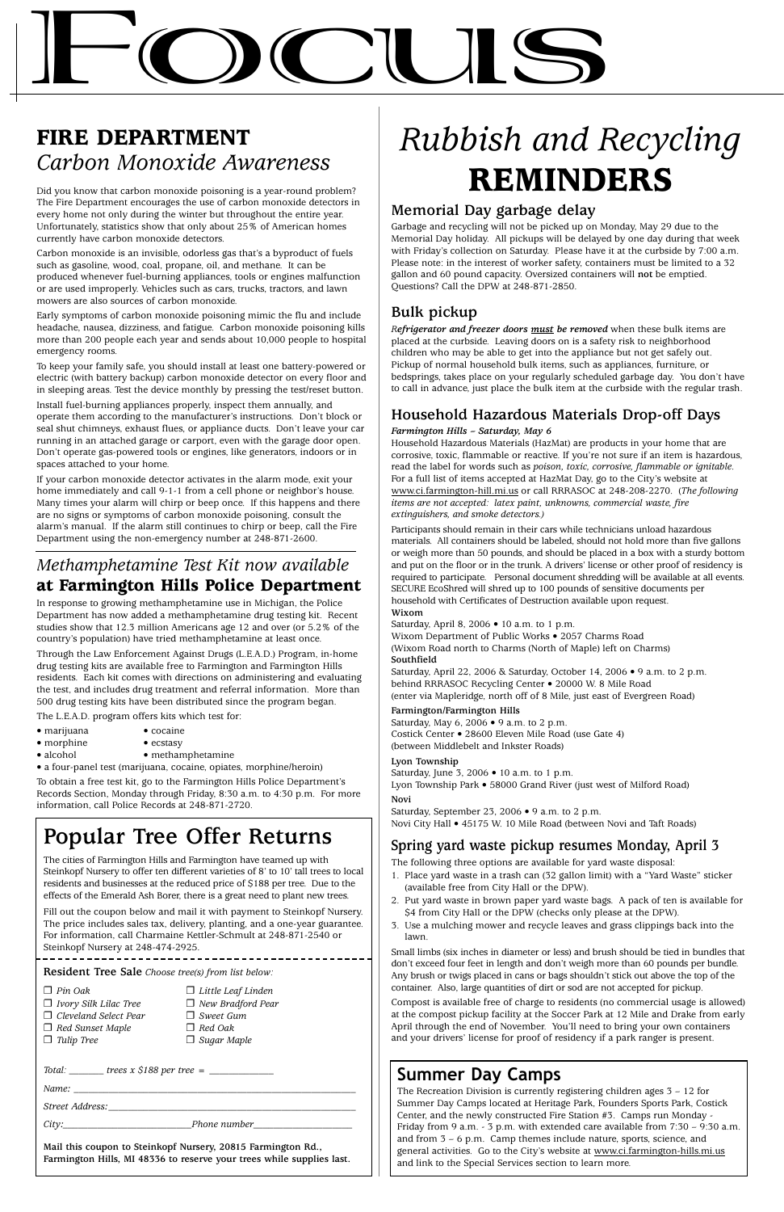# Focus

## FIRE DEPARTMENT
### *Carbon Monoxide Awareness*

Did you know that carbon monoxide poisoning is a year-round problem? The Fire Department encourages the use of carbon monoxide detectors in every home not only during the winter but throughout the entire year. Unfortunately, statistics show that only about 25% of American homes currently have carbon monoxide detectors.

Carbon monoxide is an invisible, odorless gas that's a byproduct of fuels such as gasoline, wood, coal, propane, oil, and methane. It can be produced whenever fuel-burning appliances, tools or engines malfunction or are used improperly. Vehicles such as cars, trucks, tractors, and lawn mowers are also sources of carbon monoxide.

Early symptoms of carbon monoxide poisoning mimic the flu and include headache, nausea, dizziness, and fatigue. Carbon monoxide poisoning kills more than 200 people each year and sends about 10,000 people to hospital emergency rooms.

To keep your family safe, you should install at least one battery-powered or electric (with battery backup) carbon monoxide detector on every floor and in sleeping areas. Test the device monthly by pressing the test/reset button.

Install fuel-burning appliances properly, inspect them annually, and operate them according to the manufacturer's instructions. Don't block or seal shut chimneys, exhaust flues, or appliance ducts. Don't leave your car running in an attached garage or carport, even with the garage door open. Don't operate gas-powered tools or engines, like generators, indoors or in spaces attached to your home.

If your carbon monoxide detector activates in the alarm mode, exit your home immediately and call 9-1-1 from a cell phone or neighbor's house. Many times your alarm will chirp or beep once. If this happens and there are no signs or symptoms of carbon monoxide poisoning, consult the alarm's manual. If the alarm still continues to chirp or beep, call the Fire Department using the non-emergency number at 248-871-2600.

## *Methamphetamine Test Kit now available* at Farmington Hills Police Department

In response to growing methamphetamine use in Michigan, the Police Department has now added a methamphetamine drug testing kit. Recent studies show that 12.3 million Americans age 12 and over (or 5.2% of the country's population) have tried methamphetamine at least once.

Through the Law Enforcement Against Drugs (L.E.A.D.) Program, in-home drug testing kits are available free to Farmington and Farmington Hills residents. Each kit comes with directions on administering and evaluating the test, and includes drug treatment and referral information. More than 500 drug testing kits have been distributed since the program began.

The L.E.A.D. program offers kits which test for:

- marijuana
- cocaine
- morphine
- ecstasy
- alcohol
- methamphetamine
- a four-panel test (marijuana, cocaine, opiates, morphine/heroin)

To obtain a free test kit, go to the Farmington Hills Police Department's Records Section, Monday through Friday, 8:30 a.m. to 4:30 p.m. For more information, call Police Records at 248-871-2720.

## Popular Tree Offer Returns

The cities of Farmington Hills and Farmington have teamed up with Steinkopf Nursery to offer ten different varieties of 8' to 10' tall trees to local residents and businesses at the reduced price of $188 per tree. Due to the effects of the Emerald Ash Borer, there is a great need to plant new trees.

Fill out the coupon below and mail it with payment to Steinkopf Nursery. The price includes sales tax, delivery, planting, and a one-year guarantee. For information, call Charmaine Kettler-Schmult at 248-871-2540 or Steinkopf Nursery at 248-474-2925.

**Resident Tree Sale** *Choose tree(s) from list below:*

- ❐ *Pin Oak*
- ❐ *Ivory Silk Lilac Tree*
- ❐ *Cleveland Select Pear*
- ❐ *Red Sunset Maple*
- ❐ *Tulip Tree*
- ❐ *Little Leaf Linden*
- ❐ *New Bradford Pear*
- ❐ *Sweet Gum*
- ❐ *Red Oak*
- ❐ *Sugar Maple*

*Total: _______ trees x $188 per tree = _____________*

*Name: ___________________________________________*

*Street Address: ____________________________________*

*City: ________________________ Phone number __________________*

**Mail this coupon to Steinkopf Nursery, 20815 Farmington Rd., Farmington Hills, MI 48336 to reserve your trees while supplies last.**

# *Rubbish and Recycling* REMINDERS

### Memorial Day garbage delay

Garbage and recycling will not be picked up on Monday, May 29 due to the Memorial Day holiday. All pickups will be delayed by one day during that week with Friday's collection on Saturday. Please have it at the curbside by 7:00 a.m. Please note: in the interest of worker safety, containers must be limited to a 32 gallon and 60 pound capacity. Oversized containers will **not** be emptied. Questions? Call the DPW at 248-871-2850.

### Bulk pickup

***Refrigerator and freezer doors must be removed*** when these bulk items are placed at the curbside. Leaving doors on is a safety risk to neighborhood children who may be able to get into the appliance but not get safely out. Pickup of normal household bulk items, such as appliances, furniture, or bedsprings, takes place on your regularly scheduled garbage day. You don't have to call in advance, just place the bulk item at the curbside with the regular trash.

### Household Hazardous Materials Drop-off Days

***Farmington Hills – Saturday, May 6***

Household Hazardous Materials (HazMat) are products in your home that are corrosive, toxic, flammable or reactive. If you're not sure if an item is hazardous, read the label for words such as *poison, toxic, corrosive, flammable or ignitable.* For a full list of items accepted at HazMat Day, go to the City's website at www.ci.farmington-hill.mi.us or call RRRASOC at 248-208-2270. *(The following items are not accepted: latex paint, unknowns, commercial waste, fire extinguishers, and smoke detectors.)*

Participants should remain in their cars while technicians unload hazardous materials. All containers should be labeled, should not hold more than five gallons or weigh more than 50 pounds, and should be placed in a box with a sturdy bottom and put on the floor or in the trunk. A drivers' license or other proof of residency is required to participate. Personal document shredding will be available at all events. SECURE EcoShred will shred up to 100 pounds of sensitive documents per household with Certificates of Destruction available upon request.

**Wixom**
Saturday, April 8, 2006 • 10 a.m. to 1 p.m.
Wixom Department of Public Works • 2057 Charms Road
(Wixom Road north to Charms (North of Maple) left on Charms)

**Southfield**
Saturday, April 22, 2006 & Saturday, October 14, 2006 • 9 a.m. to 2 p.m.
behind RRRASOC Recycling Center • 20000 W. 8 Mile Road
(enter via Mapleridge, north off of 8 Mile, just east of Evergreen Road)

**Farmington/Farmington Hills**
Saturday, May 6, 2006 • 9 a.m. to 2 p.m.
Costick Center • 28600 Eleven Mile Road (use Gate 4)
(between Middlebelt and Inkster Roads)

**Lyon Township**
Saturday, June 3, 2006 • 10 a.m. to 1 p.m.
Lyon Township Park • 58000 Grand River (just west of Milford Road)

**Novi**
Saturday, September 23, 2006 • 9 a.m. to 2 p.m.
Novi City Hall • 45175 W. 10 Mile Road (between Novi and Taft Roads)

### Spring yard waste pickup resumes Monday, April 3

The following three options are available for yard waste disposal:

1. Place yard waste in a trash can (32 gallon limit) with a "Yard Waste" sticker (available free from City Hall or the DPW).
2. Put yard waste in brown paper yard waste bags. A pack of ten is available for $4 from City Hall or the DPW (checks only please at the DPW).
3. Use a mulching mower and recycle leaves and grass clippings back into the lawn.

Small limbs (six inches in diameter or less) and brush should be tied in bundles that don't exceed four feet in length and don't weigh more than 60 pounds per bundle. Any brush or twigs placed in cans or bags shouldn't stick out above the top of the container. Also, large quantities of dirt or sod are not accepted for pickup.

Compost is available free of charge to residents (no commercial usage is allowed) at the compost pickup facility at the Soccer Park at 12 Mile and Drake from early April through the end of November. You'll need to bring your own containers and your drivers' license for proof of residency if a park ranger is present.

## Summer Day Camps

The Recreation Division is currently registering children ages 3 – 12 for Summer Day Camps located at Heritage Park, Founders Sports Park, Costick Center, and the newly constructed Fire Station #3. Camps run Monday - Friday from 9 a.m. - 3 p.m. with extended care available from 7:30 – 9:30 a.m. and from 3 – 6 p.m. Camp themes include nature, sports, science, and general activities. Go to the City's website at www.ci.farmington-hills.mi.us and link to the Special Services section to learn more.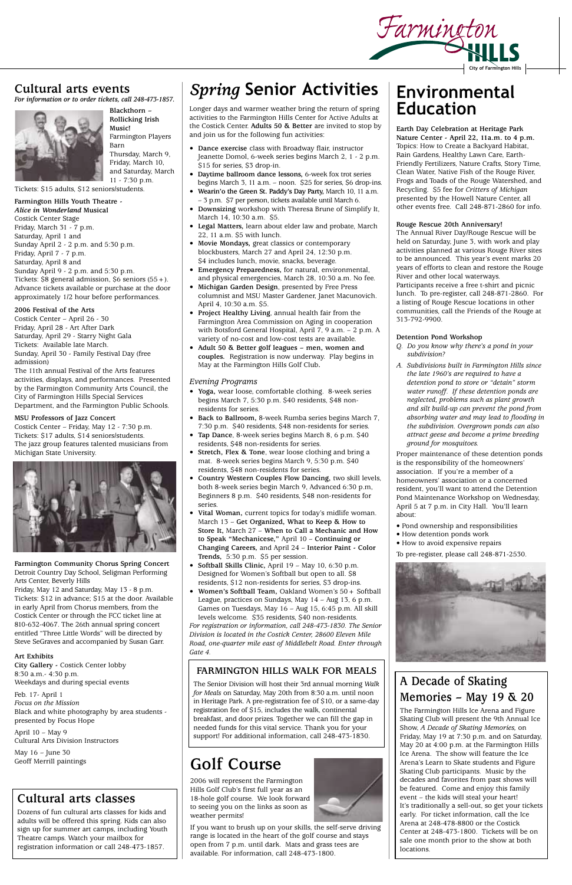# Cultural arts events

*For information or to order tickets, call 248-473-1857.*

**Blackthorn – Rollicking Irish Music!**
Farmington Players Barn
Thursday, March 9, Friday, March 10, and Saturday, March 11 - 7:30 p.m.
Tickets: $15 adults, $12 seniors/students.

**Farmington Hills Youth Theatre - *Alice in Wonderland* Musical**
Costick Center Stage
Friday, March 31 - 7 p.m.
Saturday, April 1 and
Sunday April 2 - 2 p.m. and 5:30 p.m.
Friday, April 7 - 7 p.m.
Saturday, April 8 and
Sunday April 9 - 2 p.m. and 5:30 p.m.
Tickets: $8 general admission, $6 seniors (55+). Advance tickets available or purchase at the door approximately 1/2 hour before performances.

**2006 Festival of the Arts**
Costick Center – April 26 - 30
Friday, April 28 - Art After Dark
Saturday, April 29 - Starry Night Gala
Tickets: Available late March.
Sunday, April 30 - Family Festival Day (free admission)
The 11th annual Festival of the Arts features activities, displays, and performances. Presented by the Farmington Community Arts Council, the City of Farmington Hills Special Services Department, and the Farmington Public Schools.

**MSU Professors of Jazz Concert**
Costick Center – Friday, May 12 - 7:30 p.m.
Tickets: $17 adults, $14 seniors/students.
The jazz group features talented musicians from Michigan State University.

**Farmington Community Chorus Spring Concert**
Detroit Country Day School, Seligman Performing Arts Center, Beverly Hills
Friday, May 12 and Saturday, May 13 - 8 p.m.
Tickets: $12 in advance; $15 at the door. Available in early April from Chorus members, from the Costick Center or through the FCC ticket line at 810-632-4067. The 26th annual spring concert entitled "Three Little Words" will be directed by Steve SeGraves and accompanied by Susan Garr.

**Art Exhibits**
**City Gallery** - Costick Center lobby
8:30 a.m.- 4:30 p.m.
Weekdays and during special events

Feb. 17- April 1
*Focus on the Mission*
Black and white photography by area students - presented by Focus Hope

April 10 – May 9
Cultural Arts Division Instructors

May 16 – June 30
Geoff Merrill paintings

## Cultural arts classes

Dozens of fun cultural arts classes for kids and adults will be offered this spring. Kids can also sign up for summer art camps, including Youth Theatre camps. Watch your mailbox for registration information or call 248-473-1857.

# *Spring* Senior Activities

Longer days and warmer weather bring the return of spring activities to the Farmington Hills Center for Active Adults at the Costick Center. **Adults 50 & Better** are invited to stop by and join us for the following fun activities:

- **Dance exercise** class with Broadway flair, instructor Jeanette Domol, 6-week series begins March 2, 1 - 2 p.m. $15 for series, $3 drop-in.
- **Daytime ballroom dance lessons,** 6-week fox trot series begins March 3, 11 a.m. – noon. $25 for series, $6 drop-ins.
- **Wearin'o the Green St. Paddy's Day Party,** March 10, 11 a.m. – 3 p.m. $7 per person, tickets available until March 6.
- **Downsizing** workshop with Theresa Brune of Simplify It, March 14, 10:30 a.m. $5.
- **Legal Matters,** learn about elder law and probate, March 22, 11 a.m. $5 with lunch.
- **Movie Mondays,** great classics or contemporary blockbusters, March 27 and April 24, 12:30 p.m. $4 includes lunch, movie, snacks, beverage.
- **Emergency Preparedness,** for natural, environmental, and physical emergencies, March 28, 10:30 a.m. No fee.
- **Michigan Garden Design,** presented by Free Press columnist and MSU Master Gardener, Janet Macunovich. April 4, 10:30 a.m. $5.
- **Project Healthy Living,** annual health fair from the Farmington Area Commission on Aging in cooperation with Botsford General Hospital, April 7, 9 a.m. – 2 p.m. A variety of no-cost and low-cost tests are available.
- **Adult 50 & Better golf leagues – men, women and couples.** Registration is now underway. Play begins in May at the Farmington Hills Golf Club.

*Evening Programs*

- **Yoga,** wear loose, comfortable clothing. 8-week series begins March 7, 5:30 p.m. $40 residents, $48 non-residents for series.
- **Back to Ballroom,** 8-week Rumba series begins March 7, 7:30 p.m. $40 residents, $48 non-residents for series.
- **Tap Dance,** 8-week series begins March 8, 6 p.m. $40 residents, $48 non-residents for series.
- **Stretch, Flex & Tone,** wear loose clothing and bring a mat. 8-week series begins March 9, 5:30 p.m. $40 residents, $48 non-residents for series.
- **Country Western Couples Flow Dancing,** two skill levels, both 8-week series begin March 9, Advanced 6:30 p.m, Beginners 8 p.m. $40 residents, $48 non-residents for series.
- **Vital Woman,** current topics for today's midlife woman. March 13 – **Get Organized, What to Keep & How to Store It,** March 27 – **When to Call a Mechanic and How to Speak "Mechanicese,"** April 10 – **Continuing or Changing Careers,** and April 24 – **Interior Paint - Color Trends,** 5:30 p.m. $5 per session.
- **Softball Skills Clinic,** April 19 – May 10, 6:30 p.m. Designed for Women's Softball but open to all. $8 residents, $12 non-residents for series, $3 drop-ins.
- **Women's Softball Team,** Oakland Women's 50+ Softball League, practices on Sundays, May 14 – Aug 13, 6 p.m. Games on Tuesdays, May 16 – Aug 15, 6:45 p.m. All skill levels welcome. $35 residents, $40 non-residents.

*For registration or information, call 248-473-1830. The Senior Division is located in the Costick Center, 28600 Eleven Mile Road, one-quarter mile east of Middlebelt Road. Enter through Gate 4.*

## FARMINGTON HILLS WALK FOR MEALS

The Senior Division will host their 3rd annual morning *Walk for Meals* on Saturday, May 20th from 8:30 a.m. until noon in Heritage Park. A pre-registration fee of $10, or a same-day registration fee of $15, includes the walk, continental breakfast, and door prizes. Together we can fill the gap in needed funds for this vital service. Thank you for your support! For additional information, call 248-473-1830.

# Golf Course

2006 will represent the Farmington Hills Golf Club's first full year as an 18-hole golf course. We look forward to seeing you on the links as soon as weather permits!

If you want to brush up on your skills, the self-serve driving range is located in the heart of the golf course and stays open from 7 p.m. until dark. Mats and grass tees are available. For information, call 248-473-1800.

# Environmental Education

**Earth Day Celebration at Heritage Park Nature Center - April 22, 11a.m. to 4 p.m.** Topics: How to Create a Backyard Habitat, Rain Gardens, Healthy Lawn Care, Earth-Friendly Fertilizers, Nature Crafts, Story Time, Clean Water, Native Fish of the Rouge River, Frogs and Toads of the Rouge Watershed, and Recycling. $5 fee for *Critters of Michigan* presented by the Howell Nature Center, all other events free. Call 248-871-2860 for info.

**Rouge Rescue 20th Anniversary!**
The Annual River Day/Rouge Rescue will be held on Saturday, June 3, with work and play activities planned at various Rouge River sites to be announced. This year's event marks 20 years of efforts to clean and restore the Rouge River and other local waterways. Participants receive a free t-shirt and picnic lunch. To pre-register, call 248-871-2860. For a listing of Rouge Rescue locations in other communities, call the Friends of the Rouge at 313-792-9900.

**Detention Pond Workshop**

*Q. Do you know why there's a pond in your subdivision?*

*A. Subdivisions built in Farmington Hills since the late 1960's are required to have a detention pond to store or "detain" storm water runoff. If these detention ponds are neglected, problems such as plant growth and silt build-up can prevent the pond from absorbing water and may lead to flooding in the subdivision. Overgrown ponds can also attract geese and become a prime breeding ground for mosquitoes.*

Proper maintenance of these detention ponds is the responsibility of the homeowners' association. If you're a member of a homeowners' association or a concerned resident, you'll want to attend the Detention Pond Maintenance Workshop on Wednesday, April 5 at 7 p.m. in City Hall. You'll learn about:

- Pond ownership and responsibilities
- How detention ponds work
- How to avoid expensive repairs

To pre-register, please call 248-871-2530.

## A Decade of Skating Memories – May 19 & 20

The Farmington Hills Ice Arena and Figure Skating Club will present the 9th Annual Ice Show, *A Decade of Skating Memories,* on Friday, May 19 at 7:30 p.m. and on Saturday, May 20 at 4:00 p.m. at the Farmington Hills Ice Arena. The show will feature the Ice Arena's Learn to Skate students and Figure Skating Club participants. Music by the decades and favorites from past shows will be featured. Come and enjoy this family event – the kids will steal your heart! It's traditionally a sell-out, so get your tickets early. For ticket information, call the Ice Arena at 248-478-8800 or the Costick Center at 248-473-1800. Tickets will be on sale one month prior to the show at both locations.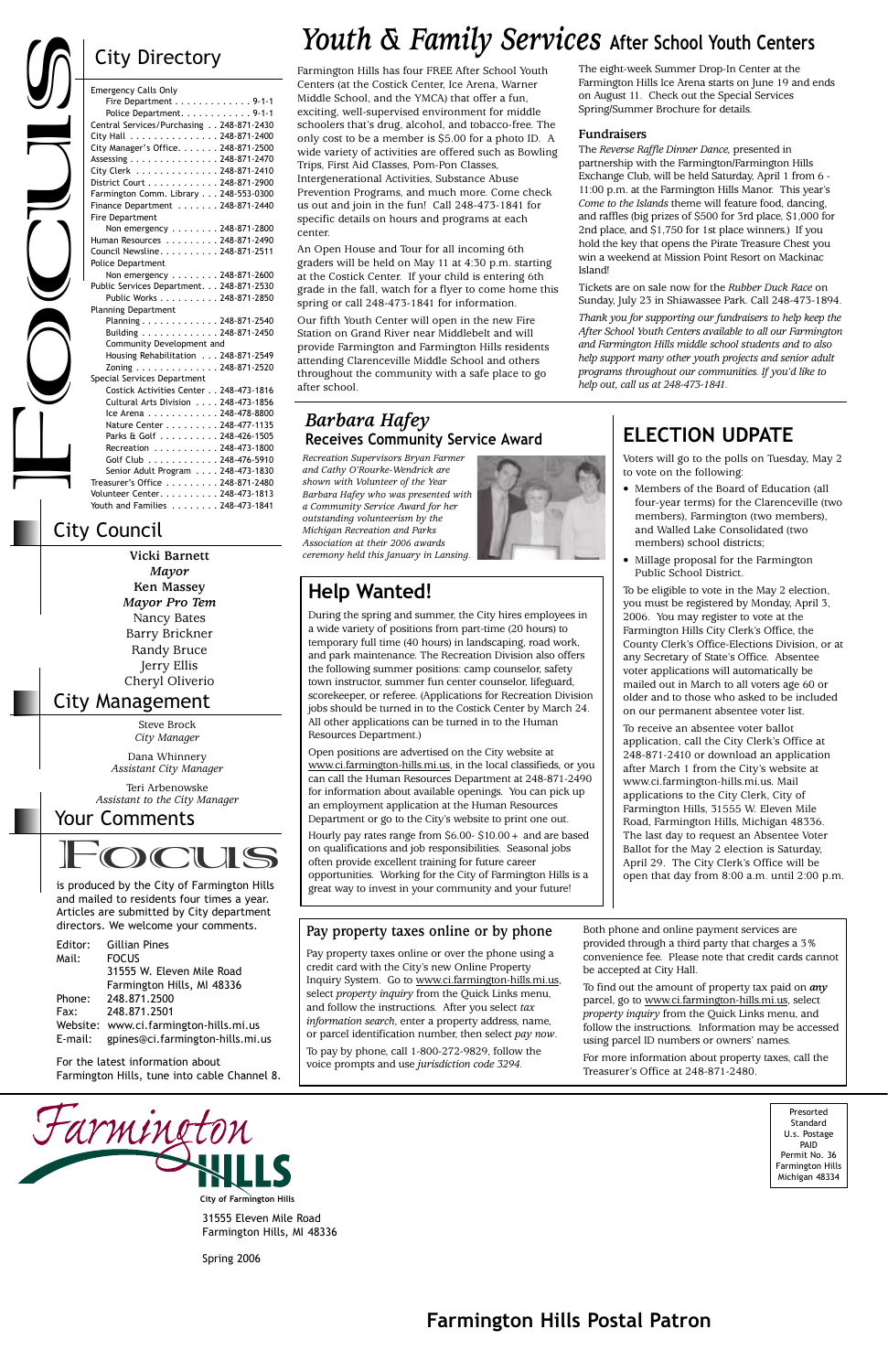# FOCUS

## City Directory

Emergency Calls Only
- Fire Department . . . . . . . . . . . . . 9-1-1
- Police Department. . . . . . . . . . . . 9-1-1

Central Services/Purchasing . . 248-871-2430
City Hall . . . . . . . . . . . . . . . 248-871-2400
City Manager's Office. . . . . . . 248-871-2500
Assessing . . . . . . . . . . . . . . . 248-871-2470
City Clerk . . . . . . . . . . . . . . 248-871-2410
District Court . . . . . . . . . . . . 248-871-2900
Farmington Comm. Library . . . 248-553-0300
Finance Department . . . . . . . 248-871-2440
Fire Department
- Non emergency . . . . . . . . 248-871-2800

Human Resources . . . . . . . . . 248-871-2490
Council Newsline. . . . . . . . . . 248-871-2511
Police Department
- Non emergency . . . . . . . . 248-871-2600

Public Services Department. . . 248-871-2530
- Public Works . . . . . . . . . . 248-871-2850

Planning Department
- Planning . . . . . . . . . . . . . 248-871-2540
- Building . . . . . . . . . . . . . 248-871-2450
- Community Development and Housing Rehabilitation . . . 248-871-2549
- Zoning . . . . . . . . . . . . . . 248-871-2520

Special Services Department
- Costick Activities Center . . 248-473-1816
- Cultural Arts Division . . . . 248-473-1856
- Ice Arena . . . . . . . . . . . . 248-478-8800
- Nature Center . . . . . . . . . 248-477-1135
- Parks & Golf . . . . . . . . . . 248-426-1505
- Recreation . . . . . . . . . . . 248-473-1800
- Golf Club . . . . . . . . . . . . 248-476-5910
- Senior Adult Program . . . . 248-473-1830

Treasurer's Office . . . . . . . . . 248-871-2480
Volunteer Center. . . . . . . . . . 248-473-1813
Youth and Families . . . . . . . . 248-473-1841

## City Council

**Vicki Barnett**
***Mayor***
**Ken Massey**
***Mayor Pro Tem***
Nancy Bates
Barry Brickner
Randy Bruce
Jerry Ellis
Cheryl Oliverio

## City Management

Steve Brock
*City Manager*

Dana Whinnery
*Assistant City Manager*

Teri Arbenowske
*Assistant to the City Manager*

## Your Comments

FOCUS is produced by the City of Farmington Hills and mailed to residents four times a year. Articles are submitted by City department directors. We welcome your comments.

Editor: Gillian Pines
Mail: FOCUS
31555 W. Eleven Mile Road
Farmington Hills, MI 48336
Phone: 248.871.2500
Fax: 248.871.2501
Website: www.ci.farmington-hills.mi.us
E-mail: gpines@ci.farmington-hills.mi.us

For the latest information about Farmington Hills, tune into cable Channel 8.

# *Youth & Family Services* After School Youth Centers

Farmington Hills has four FREE After School Youth Centers (at the Costick Center, Ice Arena, Warner Middle School, and the YMCA) that offer a fun, exciting, well-supervised environment for middle schoolers that's drug, alcohol, and tobacco-free. The only cost to be a member is $5.00 for a photo ID. A wide variety of activities are offered such as Bowling Trips, First Aid Classes, Pom-Pon Classes, Intergenerational Activities, Substance Abuse Prevention Programs, and much more. Come check us out and join in the fun! Call 248-473-1841 for specific details on hours and programs at each center.

An Open House and Tour for all incoming 6th graders will be held on May 11 at 4:30 p.m. starting at the Costick Center. If your child is entering 6th grade in the fall, watch for a flyer to come home this spring or call 248-473-1841 for information.

Our fifth Youth Center will open in the new Fire Station on Grand River near Middlebelt and will provide Farmington and Farmington Hills residents attending Clarenceville Middle School and others throughout the community with a safe place to go after school.

The eight-week Summer Drop-In Center at the Farmington Hills Ice Arena starts on June 19 and ends on August 11. Check out the Special Services Spring/Summer Brochure for details.

### Fundraisers

The *Reverse Raffle Dinner Dance*, presented in partnership with the Farmington/Farmington Hills Exchange Club, will be held Saturday, April 1 from 6 - 11:00 p.m. at the Farmington Hills Manor. This year's *Come to the Islands* theme will feature food, dancing, and raffles (big prizes of $500 for 3rd place, $1,000 for 2nd place, and $1,750 for 1st place winners.) If you hold the key that opens the Pirate Treasure Chest you win a weekend at Mission Point Resort on Mackinac Island!

Tickets are on sale now for the *Rubber Duck Race* on Sunday, July 23 in Shiawassee Park. Call 248-473-1894.

*Thank you for supporting our fundraisers to help keep the After School Youth Centers available to all our Farmington and Farmington Hills middle school students and to also help support many other youth projects and senior adult programs throughout our communities. If you'd like to help out, call us at 248-473-1841.*

## *Barbara Hafey* Receives Community Service Award

*Recreation Supervisors Bryan Farmer and Cathy O'Rourke-Wendrick are shown with Volunteer of the Year Barbara Hafey who was presented with a Community Service Award for her outstanding volunteerism by the Michigan Recreation and Parks Association at their 2006 awards ceremony held this January in Lansing.*

## Help Wanted!

During the spring and summer, the City hires employees in a wide variety of positions from part-time (20 hours) to temporary full time (40 hours) in landscaping, road work, and park maintenance. The Recreation Division also offers the following summer positions: camp counselor, safety town instructor, summer fun center counselor, lifeguard, scorekeeper, or referee. (Applications for Recreation Division jobs should be turned in to the Costick Center by March 24. All other applications can be turned in to the Human Resources Department.)

Open positions are advertised on the City website at www.ci.farmington-hills.mi.us, in the local classifieds, or you can call the Human Resources Department at 248-871-2490 for information about available openings. You can pick up an employment application at the Human Resources Department or go to the City's website to print one out.

Hourly pay rates range from $6.00- $10.00 + and are based on qualifications and job responsibilities. Seasonal jobs often provide excellent training for future career opportunities. Working for the City of Farmington Hills is a great way to invest in your community and your future!

## ELECTION UDPATE

Voters will go to the polls on Tuesday, May 2 to vote on the following:

- Members of the Board of Education (all four-year terms) for the Clarenceville (two members), Farmington (two members), and Walled Lake Consolidated (two members) school districts;
- Millage proposal for the Farmington Public School District.

To be eligible to vote in the May 2 election, you must be registered by Monday, April 3, 2006. You may register to vote at the Farmington Hills City Clerk's Office, the County Clerk's Office-Elections Division, or at any Secretary of State's Office. Absentee voter applications will automatically be mailed out in March to all voters age 60 or older and to those who asked to be included on our permanent absentee voter list.

To receive an absentee voter ballot application, call the City Clerk's Office at 248-871-2410 or download an application after March 1 from the City's website at www.ci.farmington-hills.mi.us. Mail applications to the City Clerk, City of Farmington Hills, 31555 W. Eleven Mile Road, Farmington Hills, Michigan 48336. The last day to request an Absentee Voter Ballot for the May 2 election is Saturday, April 29. The City Clerk's Office will be open that day from 8:00 a.m. until 2:00 p.m.

## Pay property taxes online or by phone

Pay property taxes online or over the phone using a credit card with the City's new Online Property Inquiry System. Go to www.ci.farmington-hills.mi.us, select *property inquiry* from the Quick Links menu, and follow the instructions. After you select *tax information search*, enter a property address, name, or parcel identification number, then select *pay now*.

To pay by phone, call 1-800-272-9829, follow the voice prompts and use *jurisdiction code 5294*.

Both phone and online payment services are provided through a third party that charges a 3% convenience fee. Please note that credit cards cannot be accepted at City Hall.

To find out the amount of property tax paid on ***any*** parcel, go to www.ci.farmington-hills.mi.us, select *property inquiry* from the Quick Links menu, and follow the instructions. Information may be accessed using parcel ID numbers or owners' names.

For more information about property taxes, call the Treasurer's Office at 248-871-2480.

Farmington Hills
City of Farmington Hills
31555 Eleven Mile Road
Farmington Hills, MI 48336

Spring 2006

Presorted Standard U.S. Postage PAID Permit No. 36 Farmington Hills Michigan 48334

**Farmington Hills Postal Patron**